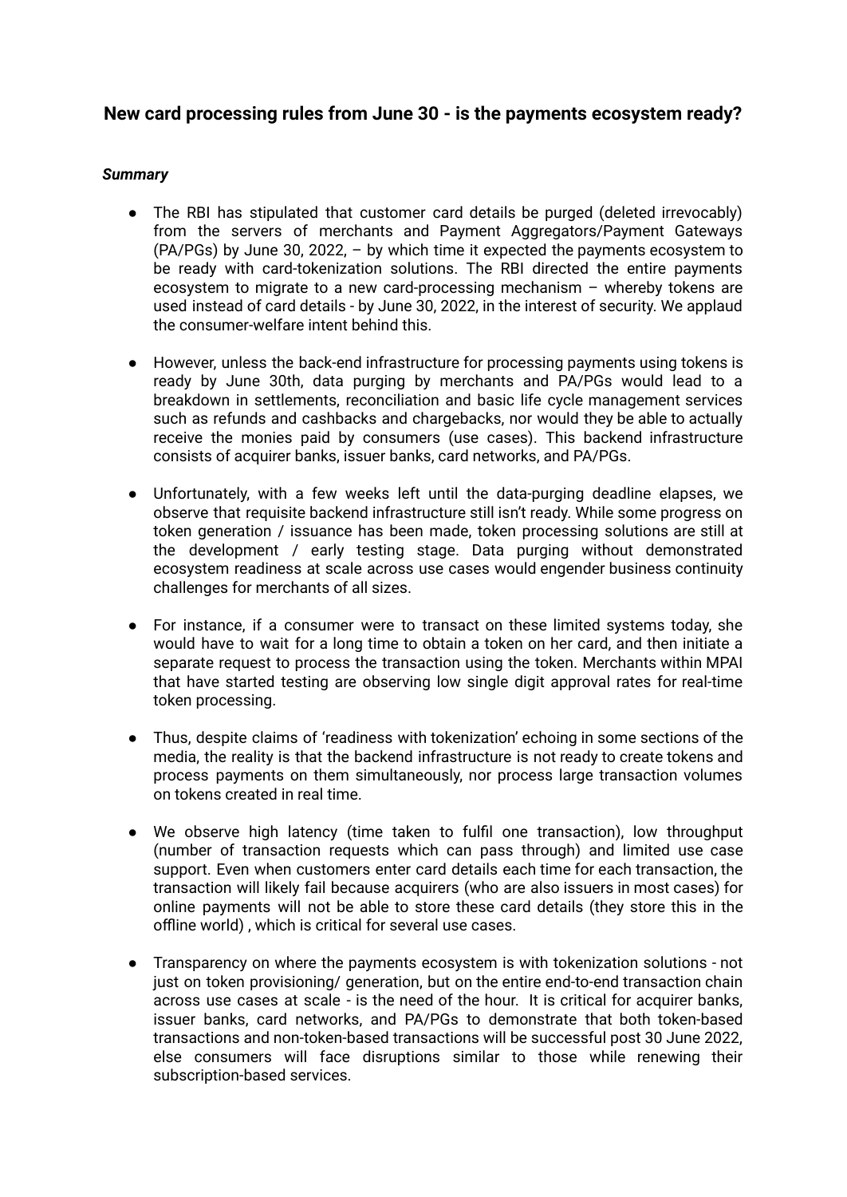# New card processing rules from June 30 - is the payments ecosystem ready?

***Summary***

- The RBI has stipulated that customer card details be purged (deleted irrevocably) from the servers of merchants and Payment Aggregators/Payment Gateways (PA/PGs) by June 30, 2022, – by which time it expected the payments ecosystem to be ready with card-tokenization solutions. The RBI directed the entire payments ecosystem to migrate to a new card-processing mechanism – whereby tokens are used instead of card details - by June 30, 2022, in the interest of security. We applaud the consumer-welfare intent behind this.

- However, unless the back-end infrastructure for processing payments using tokens is ready by June 30th, data purging by merchants and PA/PGs would lead to a breakdown in settlements, reconciliation and basic life cycle management services such as refunds and cashbacks and chargebacks, nor would they be able to actually receive the monies paid by consumers (use cases). This backend infrastructure consists of acquirer banks, issuer banks, card networks, and PA/PGs.

- Unfortunately, with a few weeks left until the data-purging deadline elapses, we observe that requisite backend infrastructure still isn't ready. While some progress on token generation / issuance has been made, token processing solutions are still at the development / early testing stage. Data purging without demonstrated ecosystem readiness at scale across use cases would engender business continuity challenges for merchants of all sizes.

- For instance, if a consumer were to transact on these limited systems today, she would have to wait for a long time to obtain a token on her card, and then initiate a separate request to process the transaction using the token. Merchants within MPAI that have started testing are observing low single digit approval rates for real-time token processing.

- Thus, despite claims of 'readiness with tokenization' echoing in some sections of the media, the reality is that the backend infrastructure is not ready to create tokens and process payments on them simultaneously, nor process large transaction volumes on tokens created in real time.

- We observe high latency (time taken to fulfil one transaction), low throughput (number of transaction requests which can pass through) and limited use case support. Even when customers enter card details each time for each transaction, the transaction will likely fail because acquirers (who are also issuers in most cases) for online payments will not be able to store these card details (they store this in the offline world) , which is critical for several use cases.

- Transparency on where the payments ecosystem is with tokenization solutions - not just on token provisioning/ generation, but on the entire end-to-end transaction chain across use cases at scale - is the need of the hour. It is critical for acquirer banks, issuer banks, card networks, and PA/PGs to demonstrate that both token-based transactions and non-token-based transactions will be successful post 30 June 2022, else consumers will face disruptions similar to those while renewing their subscription-based services.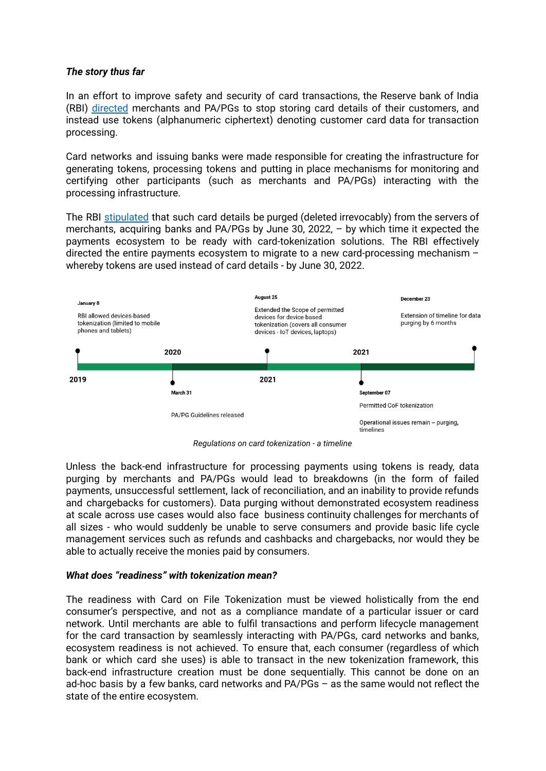***The story thus far***

In an effort to improve safety and security of card transactions, the Reserve bank of India (RBI) directed merchants and PA/PGs to stop storing card details of their customers, and instead use tokens (alphanumeric ciphertext) denoting customer card data for transaction processing.

Card networks and issuing banks were made responsible for creating the infrastructure for generating tokens, processing tokens and putting in place mechanisms for monitoring and certifying other participants (such as merchants and PA/PGs) interacting with the processing infrastructure.

The RBI stipulated that such card details be purged (deleted irrevocably) from the servers of merchants, acquiring banks and PA/PGs by June 30, 2022, – by which time it expected the payments ecosystem to be ready with card-tokenization solutions. The RBI effectively directed the entire payments ecosystem to migrate to a new card-processing mechanism – whereby tokens are used instead of card details - by June 30, 2022.

**2019**

**January 8**
RBI allowed devices-based tokenization (limited to mobile phones and tablets)

**2020**

**March 31**
PA/PG Guidelines released

**2021**

**August 25**
Extended the Scope of permitted devices for device based tokenization (covers all consumer devices - IoT devices, laptops)

**2021**

**September 07**
Permitted CoF tokenization

Operational issues remain – purging, timelines

**December 23**
Extension of timeline for data purging by 6 months

*Regulations on card tokenization - a timeline*

Unless the back-end infrastructure for processing payments using tokens is ready, data purging by merchants and PA/PGs would lead to breakdowns (in the form of failed payments, unsuccessful settlement, lack of reconciliation, and an inability to provide refunds and chargebacks for customers). Data purging without demonstrated ecosystem readiness at scale across use cases would also face business continuity challenges for merchants of all sizes - who would suddenly be unable to serve consumers and provide basic life cycle management services such as refunds and cashbacks and chargebacks, nor would they be able to actually receive the monies paid by consumers.

***What does "readiness" with tokenization mean?***

The readiness with Card on File Tokenization must be viewed holistically from the end consumer's perspective, and not as a compliance mandate of a particular issuer or card network. Until merchants are able to fulfil transactions and perform lifecycle management for the card transaction by seamlessly interacting with PA/PGs, card networks and banks, ecosystem readiness is not achieved. To ensure that, each consumer (regardless of which bank or which card she uses) is able to transact in the new tokenization framework, this back-end infrastructure creation must be done sequentially. This cannot be done on an ad-hoc basis by a few banks, card networks and PA/PGs – as the same would not reflect the state of the entire ecosystem.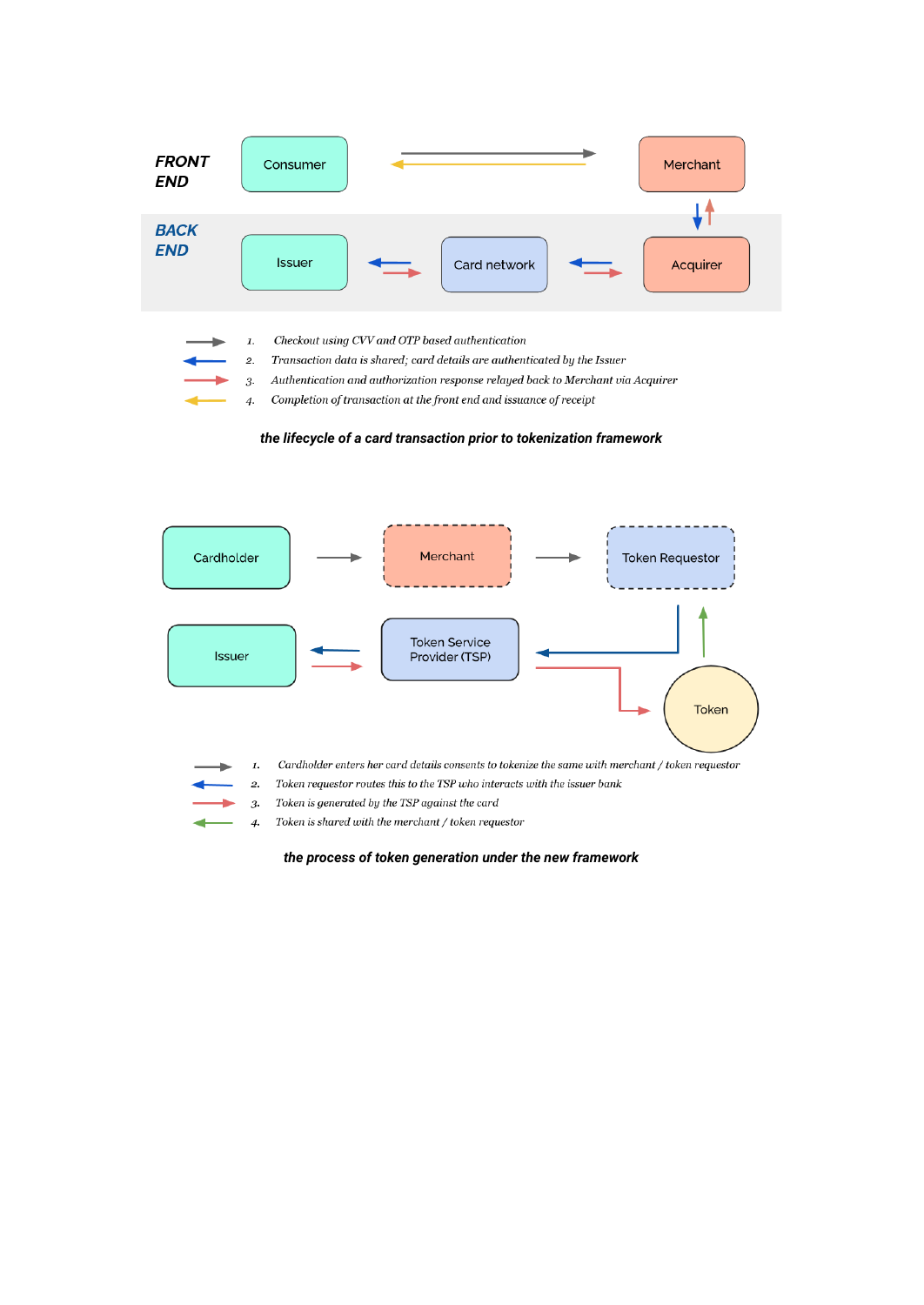**FRONT END**

Consumer → Merchant

**BACK END**

Issuer ⇄ Card network ⇄ Acquirer

1. *Checkout using CVV and OTP based authentication*
2. *Transaction data is shared; card details are authenticated by the Issuer*
3. *Authentication and authorization response relayed back to Merchant via Acquirer*
4. *Completion of transaction at the front end and issuance of receipt*

***the lifecycle of a card transaction prior to tokenization framework***

Cardholder → Merchant → Token Requestor

Issuer ⇄ Token Service Provider (TSP) → Token

1. *Cardholder enters her card details consents to tokenize the same with merchant / token requestor*
2. *Token requestor routes this to the TSP who interacts with the issuer bank*
3. *Token is generated by the TSP against the card*
4. *Token is shared with the merchant / token requestor*

***the process of token generation under the new framework***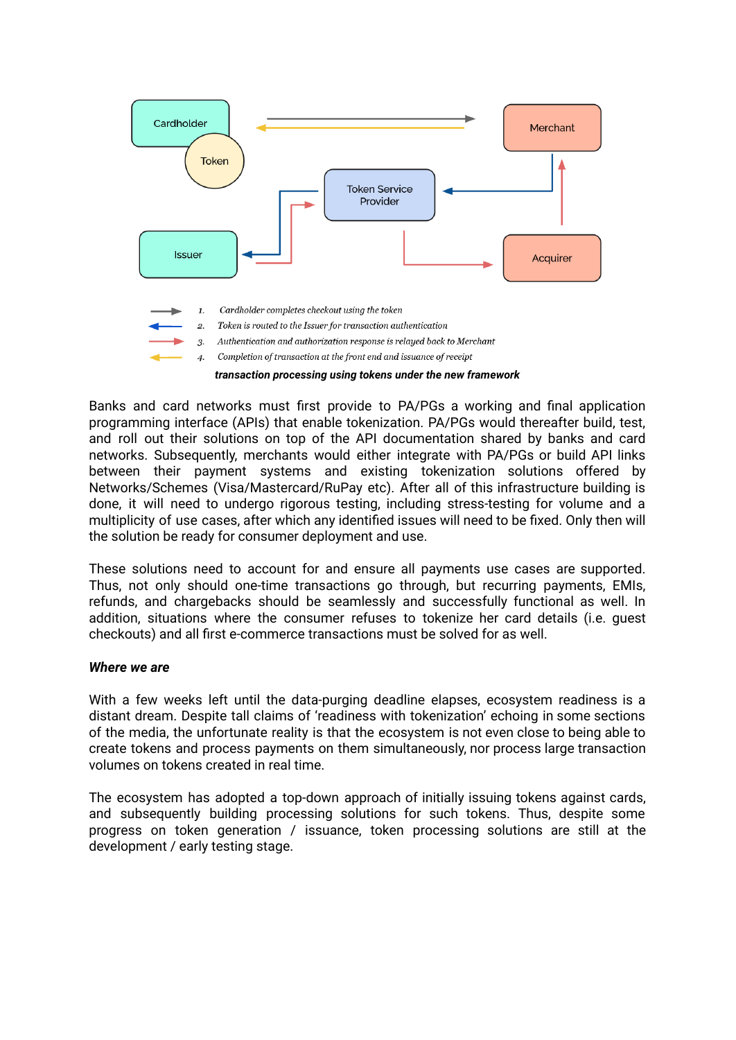Cardholder

Token

Merchant

Token Service Provider

Issuer

Acquirer

1. *Cardholder completes checkout using the token*
2. *Token is routed to the Issuer for transaction authentication*
3. *Authentication and authorization response is relayed back to Merchant*
4. *Completion of transaction at the front end and issuance of receipt*

***transaction processing using tokens under the new framework***

Banks and card networks must first provide to PA/PGs a working and final application programming interface (APIs) that enable tokenization. PA/PGs would thereafter build, test, and roll out their solutions on top of the API documentation shared by banks and card networks. Subsequently, merchants would either integrate with PA/PGs or build API links between their payment systems and existing tokenization solutions offered by Networks/Schemes (Visa/Mastercard/RuPay etc). After all of this infrastructure building is done, it will need to undergo rigorous testing, including stress-testing for volume and a multiplicity of use cases, after which any identified issues will need to be fixed. Only then will the solution be ready for consumer deployment and use.

These solutions need to account for and ensure all payments use cases are supported. Thus, not only should one-time transactions go through, but recurring payments, EMIs, refunds, and chargebacks should be seamlessly and successfully functional as well. In addition, situations where the consumer refuses to tokenize her card details (i.e. guest checkouts) and all first e-commerce transactions must be solved for as well.

***Where we are***

With a few weeks left until the data-purging deadline elapses, ecosystem readiness is a distant dream. Despite tall claims of 'readiness with tokenization' echoing in some sections of the media, the unfortunate reality is that the ecosystem is not even close to being able to create tokens and process payments on them simultaneously, nor process large transaction volumes on tokens created in real time.

The ecosystem has adopted a top-down approach of initially issuing tokens against cards, and subsequently building processing solutions for such tokens. Thus, despite some progress on token generation / issuance, token processing solutions are still at the development / early testing stage.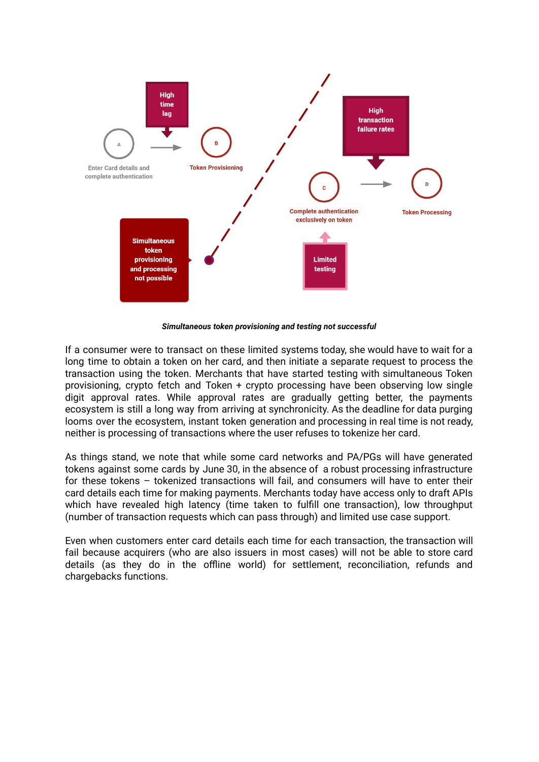High time lag

A — Enter Card details and complete authentication

B — Token Provisioning

High transaction failure rates

C — Complete authentication exclusively on token

D — Token Processing

Simultaneous token provisioning and processing not possible

Limited testing

***Simultaneous token provisioning and testing not successful***

If a consumer were to transact on these limited systems today, she would have to wait for a long time to obtain a token on her card, and then initiate a separate request to process the transaction using the token. Merchants that have started testing with simultaneous Token provisioning, crypto fetch and Token + crypto processing have been observing low single digit approval rates. While approval rates are gradually getting better, the payments ecosystem is still a long way from arriving at synchronicity. As the deadline for data purging looms over the ecosystem, instant token generation and processing in real time is not ready, neither is processing of transactions where the user refuses to tokenize her card.

As things stand, we note that while some card networks and PA/PGs will have generated tokens against some cards by June 30, in the absence of a robust processing infrastructure for these tokens – tokenized transactions will fail, and consumers will have to enter their card details each time for making payments. Merchants today have access only to draft APIs which have revealed high latency (time taken to fulfill one transaction), low throughput (number of transaction requests which can pass through) and limited use case support.

Even when customers enter card details each time for each transaction, the transaction will fail because acquirers (who are also issuers in most cases) will not be able to store card details (as they do in the offline world) for settlement, reconciliation, refunds and chargebacks functions.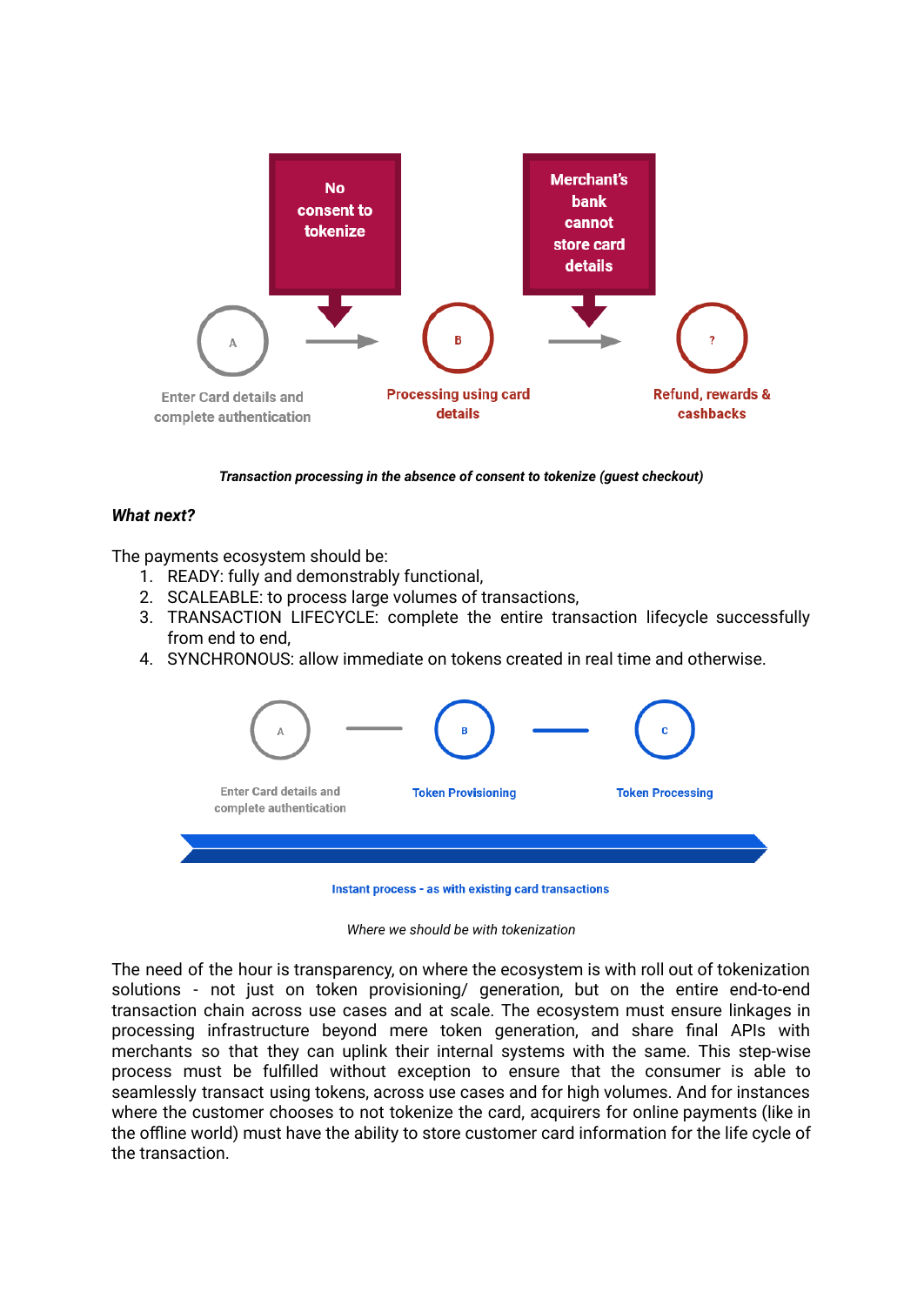No consent to tokenize

Merchant's bank cannot store card details

A — Enter Card details and complete authentication

B — Processing using card details

? — Refund, rewards & cashbacks

***Transaction processing in the absence of consent to tokenize (guest checkout)***

***What next?***

The payments ecosystem should be:

1. READY: fully and demonstrably functional,
2. SCALEABLE: to process large volumes of transactions,
3. TRANSACTION LIFECYCLE: complete the entire transaction lifecycle successfully from end to end,
4. SYNCHRONOUS: allow immediate on tokens created in real time and otherwise.

A — Enter Card details and complete authentication

B — Token Provisioning

C — Token Processing

Instant process - as with existing card transactions

*Where we should be with tokenization*

The need of the hour is transparency, on where the ecosystem is with roll out of tokenization solutions - not just on token provisioning/ generation, but on the entire end-to-end transaction chain across use cases and at scale. The ecosystem must ensure linkages in processing infrastructure beyond mere token generation, and share final APIs with merchants so that they can uplink their internal systems with the same. This step-wise process must be fulfilled without exception to ensure that the consumer is able to seamlessly transact using tokens, across use cases and for high volumes. And for instances where the customer chooses to not tokenize the card, acquirers for online payments (like in the offline world) must have the ability to store customer card information for the life cycle of the transaction.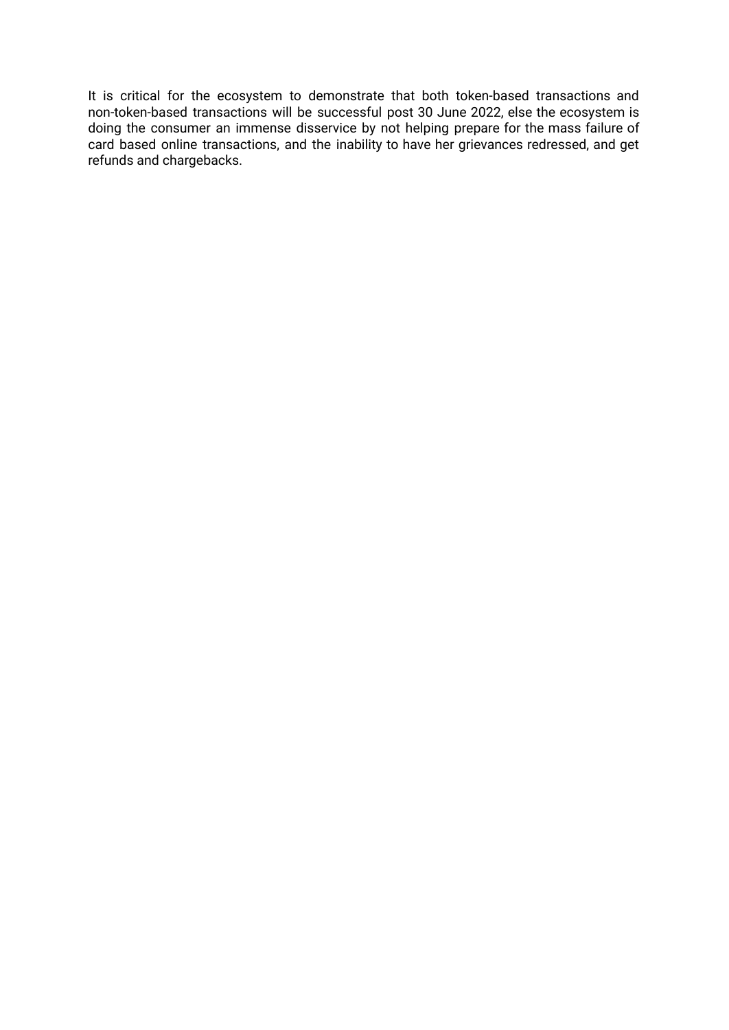It is critical for the ecosystem to demonstrate that both token-based transactions and non-token-based transactions will be successful post 30 June 2022, else the ecosystem is doing the consumer an immense disservice by not helping prepare for the mass failure of card based online transactions, and the inability to have her grievances redressed, and get refunds and chargebacks.